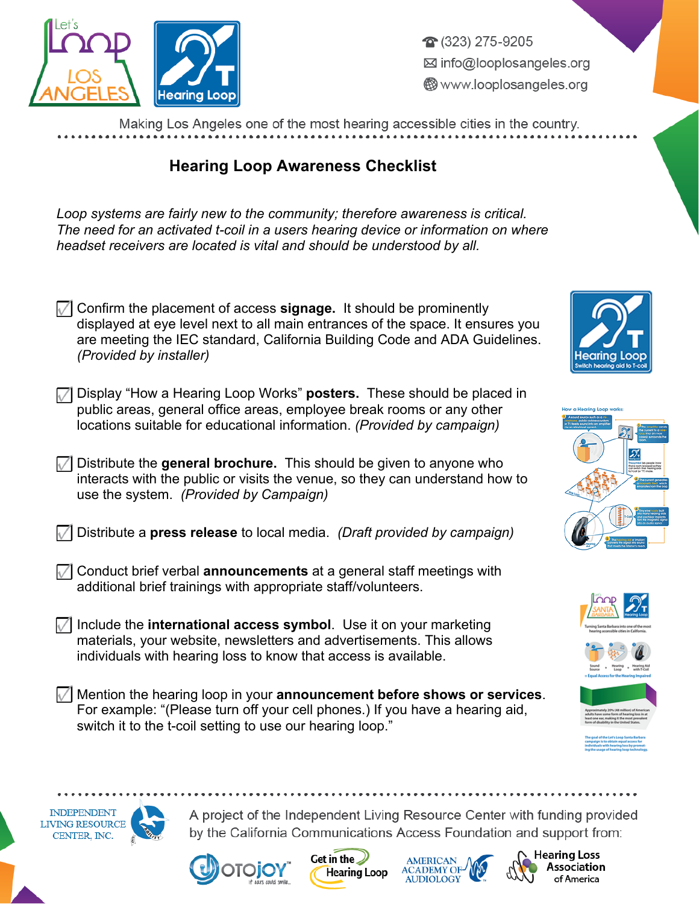(323) 275-9205
info@looplosangeles.org
www.looplosangeles.org

Making Los Angeles one of the most hearing accessible cities in the country.

## Hearing Loop Awareness Checklist

*Loop systems are fairly new to the community; therefore awareness is critical. The need for an activated t-coil in a users hearing device or information on where headset receivers are located is vital and should be understood by all.*

- ☑ Confirm the placement of access **signage.** It should be prominently displayed at eye level next to all main entrances of the space. It ensures you are meeting the IEC standard, California Building Code and ADA Guidelines. *(Provided by installer)*
- ☑ Display "How a Hearing Loop Works" **posters.** These should be placed in public areas, general office areas, employee break rooms or any other locations suitable for educational information. *(Provided by campaign)*
- ☑ Distribute the **general brochure.** This should be given to anyone who interacts with the public or visits the venue, so they can understand how to use the system. *(Provided by Campaign)*
- ☑ Distribute a **press release** to local media. *(Draft provided by campaign)*
- ☑ Conduct brief verbal **announcements** at a general staff meetings with additional brief trainings with appropriate staff/volunteers.
- ☑ Include the **international access symbol**. Use it on your marketing materials, your website, newsletters and advertisements. This allows individuals with hearing loss to know that access is available.
- ☑ Mention the hearing loop in your **announcement before shows or services**. For example: "(Please turn off your cell phones.) If you have a hearing aid, switch it to the t-coil setting to use our hearing loop."

A project of the Independent Living Resource Center with funding provided by the California Communications Access Foundation and support from:

OTOjOY · Get in the Hearing Loop · American Academy of Audiology · Hearing Loss Association of America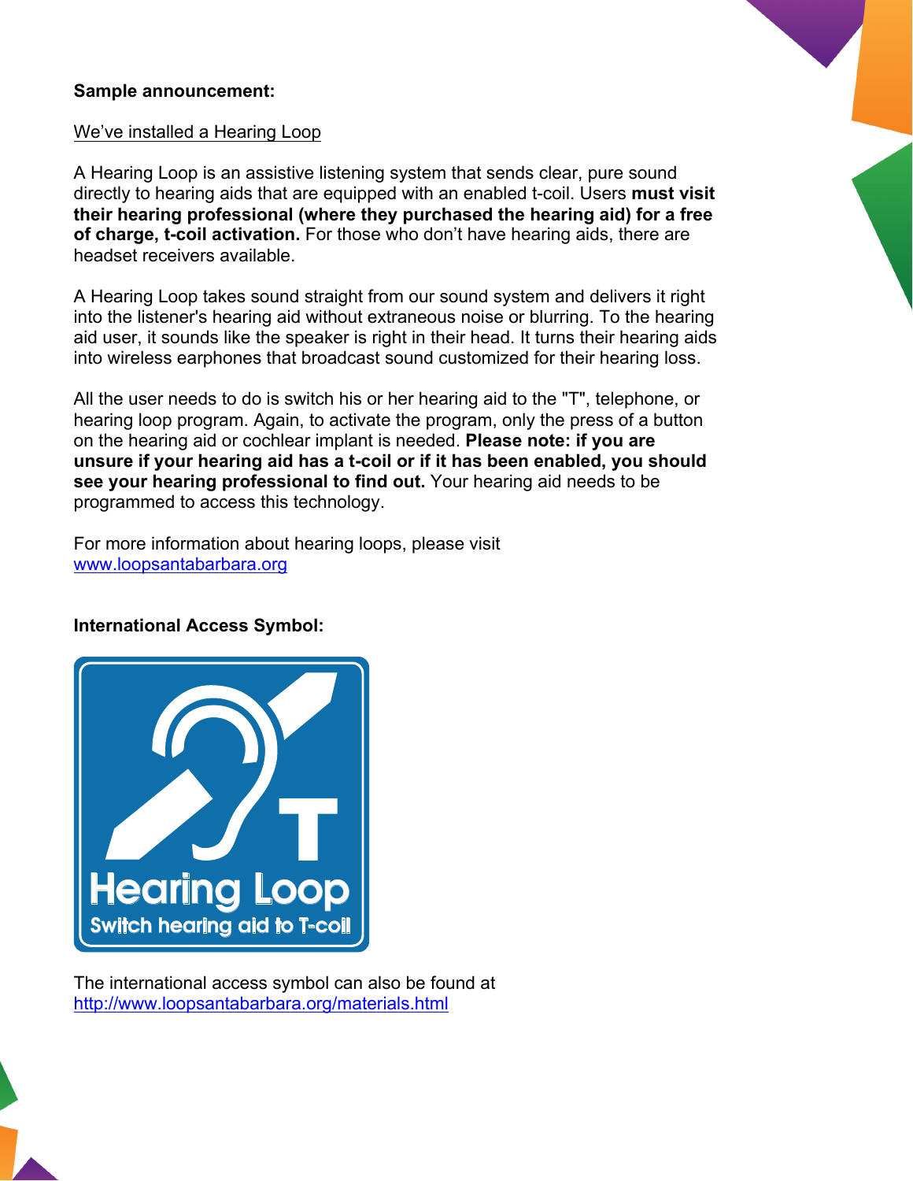**Sample announcement:**

We've installed a Hearing Loop

A Hearing Loop is an assistive listening system that sends clear, pure sound directly to hearing aids that are equipped with an enabled t-coil. Users **must visit their hearing professional (where they purchased the hearing aid) for a free of charge, t-coil activation.** For those who don't have hearing aids, there are headset receivers available.

A Hearing Loop takes sound straight from our sound system and delivers it right into the listener's hearing aid without extraneous noise or blurring. To the hearing aid user, it sounds like the speaker is right in their head. It turns their hearing aids into wireless earphones that broadcast sound customized for their hearing loss.

All the user needs to do is switch his or her hearing aid to the "T", telephone, or hearing loop program. Again, to activate the program, only the press of a button on the hearing aid or cochlear implant is needed. **Please note: if you are unsure if your hearing aid has a t-coil or if it has been enabled, you should see your hearing professional to find out.** Your hearing aid needs to be programmed to access this technology.

For more information about hearing loops, please visit [www.loopsantabarbara.org](http://www.loopsantabarbara.org)

**International Access Symbol:**

Hearing Loop

Switch hearing aid to T-coil

The international access symbol can also be found at [http://www.loopsantabarbara.org/materials.html](http://www.loopsantabarbara.org/materials.html)